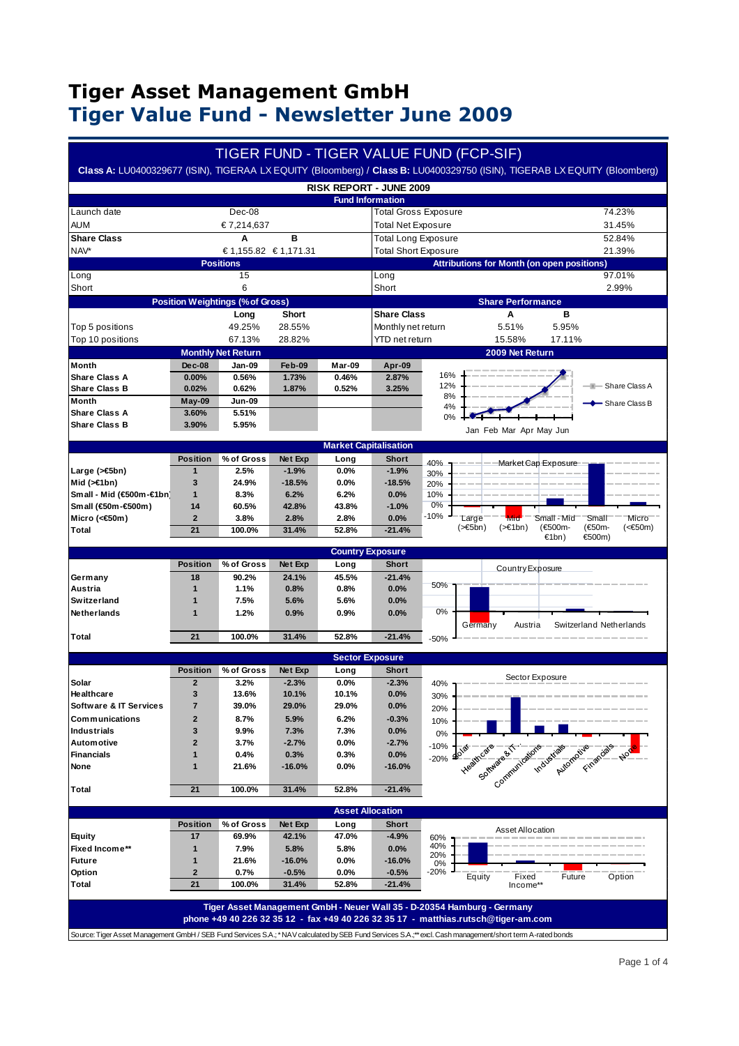# Tiger Asset Management GmbH

# Tiger Value Fund - Newsletter June 2009

## TIGER FUND - TIGER VALUE FUND (FCP-SIF)

**Class A:** LU0400329677 (ISIN), TIGERAA LX EQUITY (Bloomberg) / **Class B:** LU0400329750 (ISIN), TIGERAB LX EQUITY (Bloomberg)

### RISK REPORT - JUNE 2009

**Fund Information**

| | | | |
|---|---|---|---|
| Launch date | Dec-08 | Total Gross Exposure | 74.23% |
| AUM | € 7,214,637 | Total Net Exposure | 31.45% |
| **Share Class** | **A** / **B** | Total Long Exposure | 52.84% |
| NAV* | € 1,155.82 / € 1,171.31 | Total Short Exposure | 21.39% |

| Positions | | Attributions for Month (on open positions) | |
|---|---|---|---|
| Long | 15 | Long | 97.01% |
| Short | 6 | Short | 2.99% |

**Position Weightings (% of Gross)**

| | Long | Short |
|---|---|---|
| Top 5 positions | 49.25% | 28.55% |
| Top 10 positions | 67.13% | 28.82% |

**Share Performance**

| Share Class | A | B |
|---|---|---|
| Monthly net return | 5.51% | 5.95% |
| YTD net return | 15.58% | 17.11% |

**Monthly Net Return**

| Month | Dec-08 | Jan-09 | Feb-09 | Mar-09 | Apr-09 |
|---|---|---|---|---|---|
| Share Class A | 0.00% | 0.56% | 1.73% | 0.46% | 2.87% |
| Share Class B | 0.02% | 0.62% | 1.87% | 0.52% | 3.25% |
| **Month** | **May-09** | **Jun-09** | | | |
| Share Class A | 3.60% | 5.51% | | | |
| Share Class B | 3.90% | 5.95% | | | |

**Market Capitalisation**

| | Position | % of Gross | Net Exp | Long | Short |
|---|---|---|---|---|---|
| Large (>€5bn) | 1 | 2.5% | -1.9% | 0.0% | -1.9% |
| Mid (>€1bn) | 3 | 24.9% | -18.5% | 0.0% | -18.5% |
| Small - Mid (€500m-€1bn) | 1 | 8.3% | 6.2% | 6.2% | 0.0% |
| Small (€50m-€500m) | 14 | 60.5% | 42.8% | 43.8% | -1.0% |
| Micro (<€50m) | 2 | 3.8% | 2.8% | 2.8% | 0.0% |
| Total | 21 | 100.0% | 31.4% | 52.8% | -21.4% |

**Country Exposure**

| | Position | % of Gross | Net Exp | Long | Short |
|---|---|---|---|---|---|
| Germany | 18 | 90.2% | 24.1% | 45.5% | -21.4% |
| Austria | 1 | 1.1% | 0.8% | 0.8% | 0.0% |
| Switzerland | 1 | 7.5% | 5.6% | 5.6% | 0.0% |
| Netherlands | 1 | 1.2% | 0.9% | 0.9% | 0.0% |
| Total | 21 | 100.0% | 31.4% | 52.8% | -21.4% |

**Sector Exposure**

| | Position | % of Gross | Net Exp | Long | Short |
|---|---|---|---|---|---|
| Solar | 2 | 3.2% | -2.3% | 0.0% | -2.3% |
| Healthcare | 3 | 13.6% | 10.1% | 10.1% | 0.0% |
| Software & IT Services | 7 | 39.0% | 29.0% | 29.0% | 0.0% |
| Communications | 2 | 8.7% | 5.9% | 6.2% | -0.3% |
| Industrials | 3 | 9.9% | 7.3% | 7.3% | 0.0% |
| Automotive | 2 | 3.7% | -2.7% | 0.0% | -2.7% |
| Financials | 1 | 0.4% | 0.3% | 0.3% | 0.0% |
| None | 1 | 21.6% | -16.0% | 0.0% | -16.0% |
| Total | 21 | 100.0% | 31.4% | 52.8% | -21.4% |

**Asset Allocation**

| | Position | % of Gross | Net Exp | Long | Short |
|---|---|---|---|---|---|
| Equity | 17 | 69.9% | 42.1% | 47.0% | -4.9% |
| Fixed Income** | 1 | 7.9% | 5.8% | 5.8% | 0.0% |
| Future | 1 | 21.6% | -16.0% | 0.0% | -16.0% |
| Option | 2 | 0.7% | -0.5% | 0.0% | -0.5% |
| Total | 21 | 100.0% | 31.4% | 52.8% | -21.4% |

**Tiger Asset Management GmbH - Neuer Wall 35 - D-20354 Hamburg - Germany**
**phone +49 40 226 32 35 12 - fax +49 40 226 32 35 17 - matthias.rutsch@tiger-am.com**

Source: Tiger Asset Management GmbH / SEB Fund Services S.A.; * NAV calculated by SEB Fund Services S.A.;** excl. Cash management/short term A-rated bonds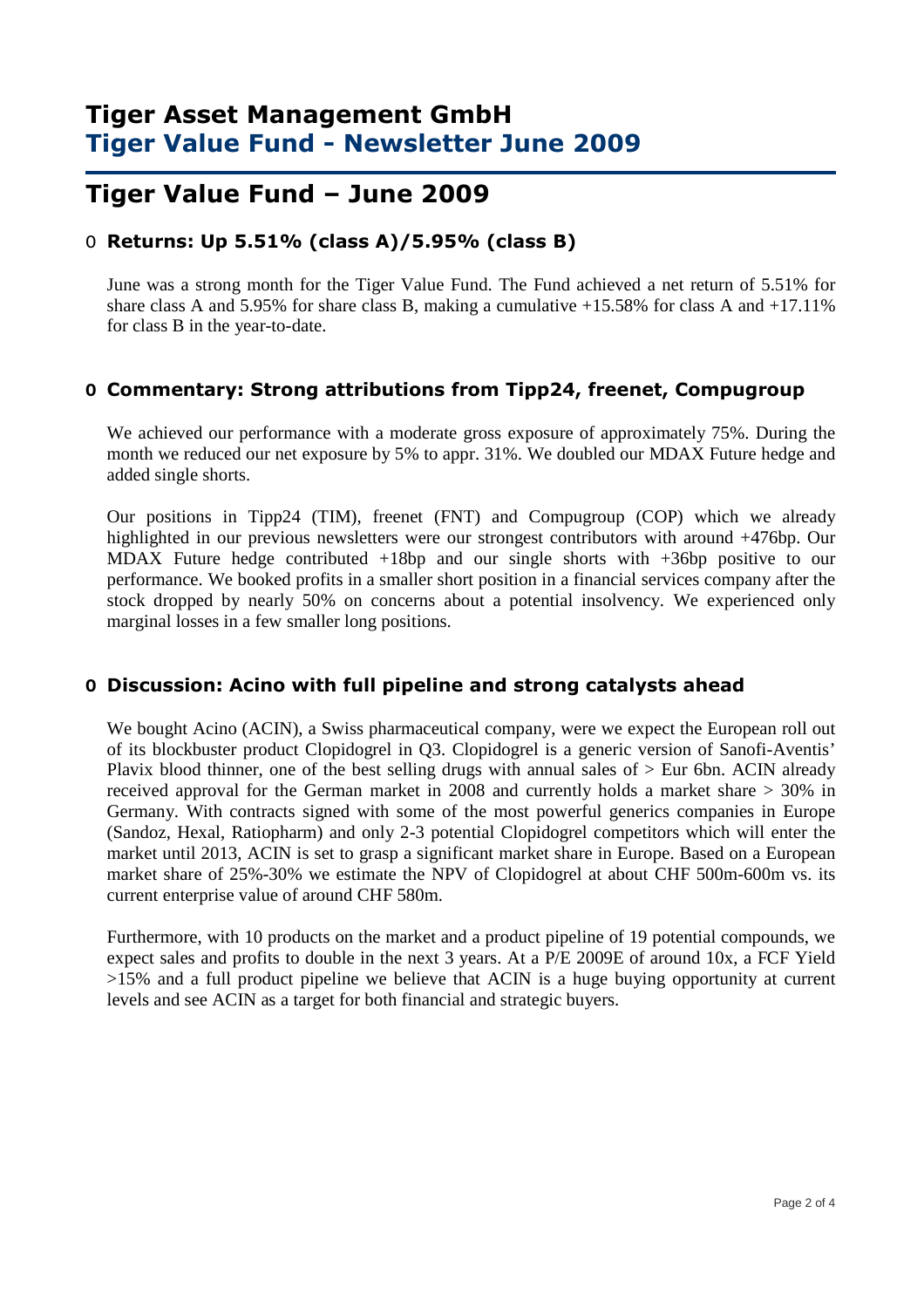# Tiger Asset Management GmbH
## Tiger Value Fund - Newsletter June 2009

# Tiger Value Fund – June 2009

- **Returns: Up 5.51% (class A)/5.95% (class B)**

  June was a strong month for the Tiger Value Fund. The Fund achieved a net return of 5.51% for share class A and 5.95% for share class B, making a cumulative +15.58% for class A and +17.11% for class B in the year-to-date.

- **Commentary: Strong attributions from Tipp24, freenet, Compugroup**

  We achieved our performance with a moderate gross exposure of approximately 75%. During the month we reduced our net exposure by 5% to appr. 31%. We doubled our MDAX Future hedge and added single shorts.

  Our positions in Tipp24 (TIM), freenet (FNT) and Compugroup (COP) which we already highlighted in our previous newsletters were our strongest contributors with around +476bp. Our MDAX Future hedge contributed +18bp and our single shorts with +36bp positive to our performance. We booked profits in a smaller short position in a financial services company after the stock dropped by nearly 50% on concerns about a potential insolvency. We experienced only marginal losses in a few smaller long positions.

- **Discussion: Acino with full pipeline and strong catalysts ahead**

  We bought Acino (ACIN), a Swiss pharmaceutical company, were we expect the European roll out of its blockbuster product Clopidogrel in Q3. Clopidogrel is a generic version of Sanofi-Aventis' Plavix blood thinner, one of the best selling drugs with annual sales of > Eur 6bn. ACIN already received approval for the German market in 2008 and currently holds a market share > 30% in Germany. With contracts signed with some of the most powerful generics companies in Europe (Sandoz, Hexal, Ratiopharm) and only 2-3 potential Clopidogrel competitors which will enter the market until 2013, ACIN is set to grasp a significant market share in Europe. Based on a European market share of 25%-30% we estimate the NPV of Clopidogrel at about CHF 500m-600m vs. its current enterprise value of around CHF 580m.

  Furthermore, with 10 products on the market and a product pipeline of 19 potential compounds, we expect sales and profits to double in the next 3 years. At a P/E 2009E of around 10x, a FCF Yield >15% and a full product pipeline we believe that ACIN is a huge buying opportunity at current levels and see ACIN as a target for both financial and strategic buyers.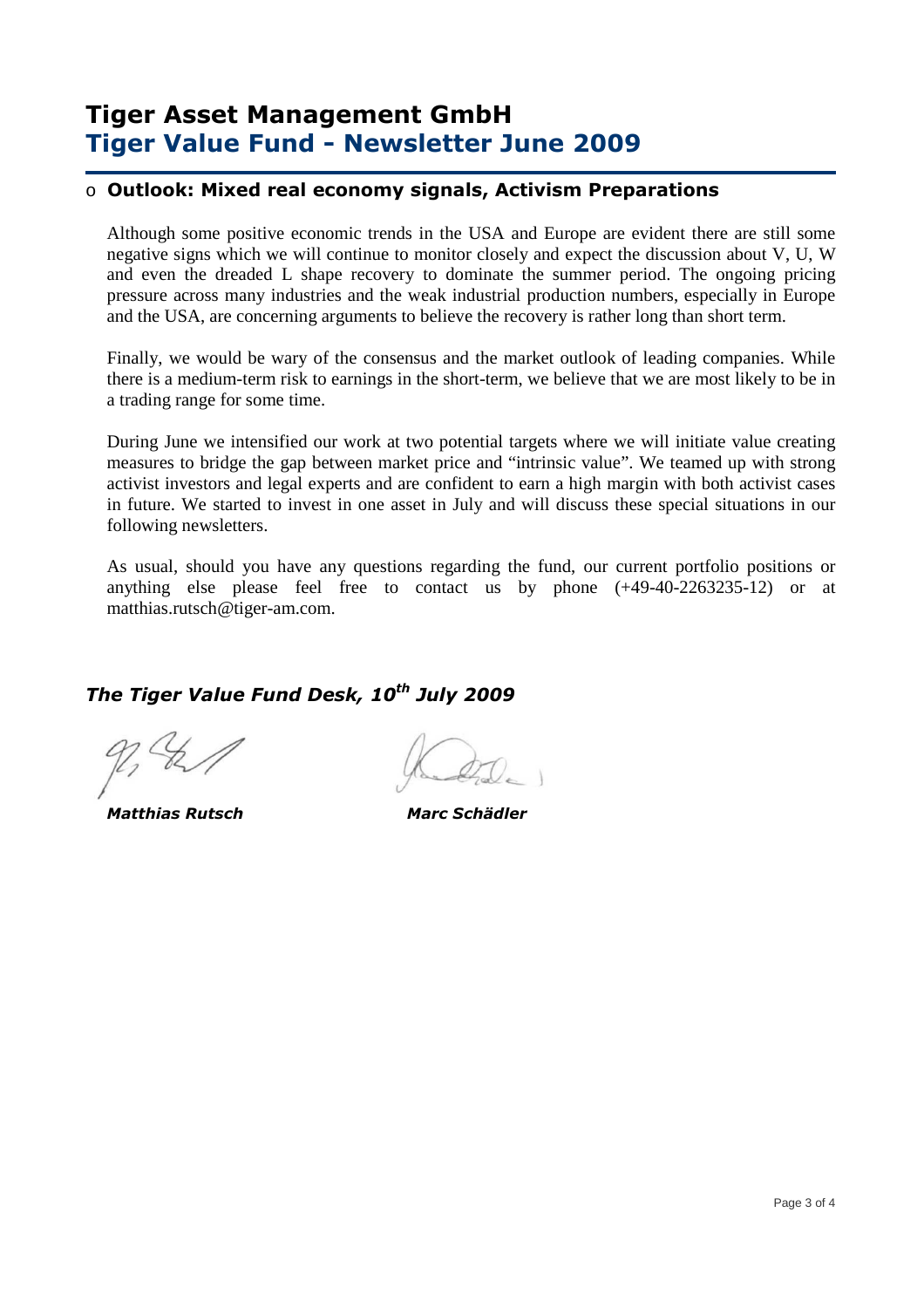# Tiger Asset Management GmbH
# Tiger Value Fund - Newsletter June 2009

- **Outlook: Mixed real economy signals, Activism Preparations**

Although some positive economic trends in the USA and Europe are evident there are still some negative signs which we will continue to monitor closely and expect the discussion about V, U, W and even the dreaded L shape recovery to dominate the summer period. The ongoing pricing pressure across many industries and the weak industrial production numbers, especially in Europe and the USA, are concerning arguments to believe the recovery is rather long than short term.

Finally, we would be wary of the consensus and the market outlook of leading companies. While there is a medium-term risk to earnings in the short-term, we believe that we are most likely to be in a trading range for some time.

During June we intensified our work at two potential targets where we will initiate value creating measures to bridge the gap between market price and "intrinsic value". We teamed up with strong activist investors and legal experts and are confident to earn a high margin with both activist cases in future. We started to invest in one asset in July and will discuss these special situations in our following newsletters.

As usual, should you have any questions regarding the fund, our current portfolio positions or anything else please feel free to contact us by phone (+49-40-2263235-12) or at matthias.rutsch@tiger-am.com.

***The Tiger Value Fund Desk, 10th July 2009***

***Matthias Rutsch*** ***Marc Schädler***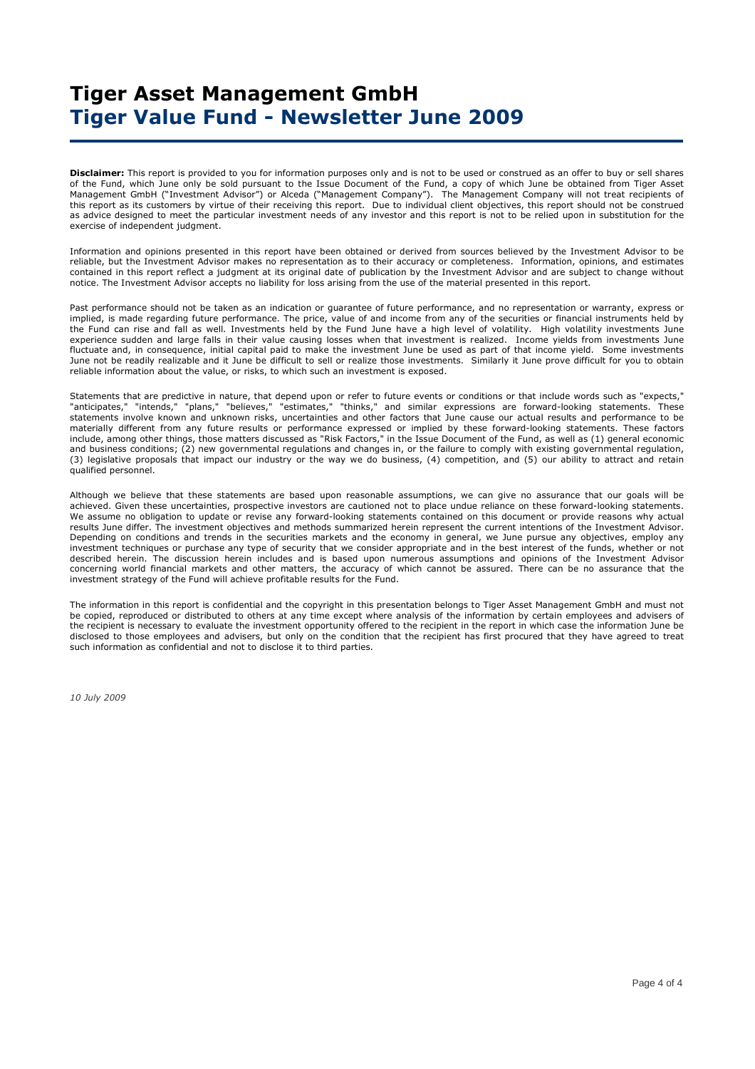# Tiger Asset Management GmbH

## Tiger Value Fund - Newsletter June 2009

**Disclaimer:** This report is provided to you for information purposes only and is not to be used or construed as an offer to buy or sell shares of the Fund, which June only be sold pursuant to the Issue Document of the Fund, a copy of which June be obtained from Tiger Asset Management GmbH ("Investment Advisor") or Alceda ("Management Company"). The Management Company will not treat recipients of this report as its customers by virtue of their receiving this report. Due to individual client objectives, this report should not be construed as advice designed to meet the particular investment needs of any investor and this report is not to be relied upon in substitution for the exercise of independent judgment.

Information and opinions presented in this report have been obtained or derived from sources believed by the Investment Advisor to be reliable, but the Investment Advisor makes no representation as to their accuracy or completeness. Information, opinions, and estimates contained in this report reflect a judgment at its original date of publication by the Investment Advisor and are subject to change without notice. The Investment Advisor accepts no liability for loss arising from the use of the material presented in this report.

Past performance should not be taken as an indication or guarantee of future performance, and no representation or warranty, express or implied, is made regarding future performance. The price, value of and income from any of the securities or financial instruments held by the Fund can rise and fall as well. Investments held by the Fund June have a high level of volatility. High volatility investments June experience sudden and large falls in their value causing losses when that investment is realized. Income yields from investments June fluctuate and, in consequence, initial capital paid to make the investment June be used as part of that income yield. Some investments June not be readily realizable and it June be difficult to sell or realize those investments. Similarly it June prove difficult for you to obtain reliable information about the value, or risks, to which such an investment is exposed.

Statements that are predictive in nature, that depend upon or refer to future events or conditions or that include words such as "expects," "anticipates," "intends," "plans," "believes," "estimates," "thinks," and similar expressions are forward-looking statements. These statements involve known and unknown risks, uncertainties and other factors that June cause our actual results and performance to be materially different from any future results or performance expressed or implied by these forward-looking statements. These factors include, among other things, those matters discussed as "Risk Factors," in the Issue Document of the Fund, as well as (1) general economic and business conditions; (2) new governmental regulations and changes in, or the failure to comply with existing governmental regulation, (3) legislative proposals that impact our industry or the way we do business, (4) competition, and (5) our ability to attract and retain qualified personnel.

Although we believe that these statements are based upon reasonable assumptions, we can give no assurance that our goals will be achieved. Given these uncertainties, prospective investors are cautioned not to place undue reliance on these forward-looking statements. We assume no obligation to update or revise any forward-looking statements contained on this document or provide reasons why actual results June differ. The investment objectives and methods summarized herein represent the current intentions of the Investment Advisor. Depending on conditions and trends in the securities markets and the economy in general, we June pursue any objectives, employ any investment techniques or purchase any type of security that we consider appropriate and in the best interest of the funds, whether or not described herein. The discussion herein includes and is based upon numerous assumptions and opinions of the Investment Advisor concerning world financial markets and other matters, the accuracy of which cannot be assured. There can be no assurance that the investment strategy of the Fund will achieve profitable results for the Fund.

The information in this report is confidential and the copyright in this presentation belongs to Tiger Asset Management GmbH and must not be copied, reproduced or distributed to others at any time except where analysis of the information by certain employees and advisers of the recipient is necessary to evaluate the investment opportunity offered to the recipient in the report in which case the information June be disclosed to those employees and advisers, but only on the condition that the recipient has first procured that they have agreed to treat such information as confidential and not to disclose it to third parties.

*10 July 2009*